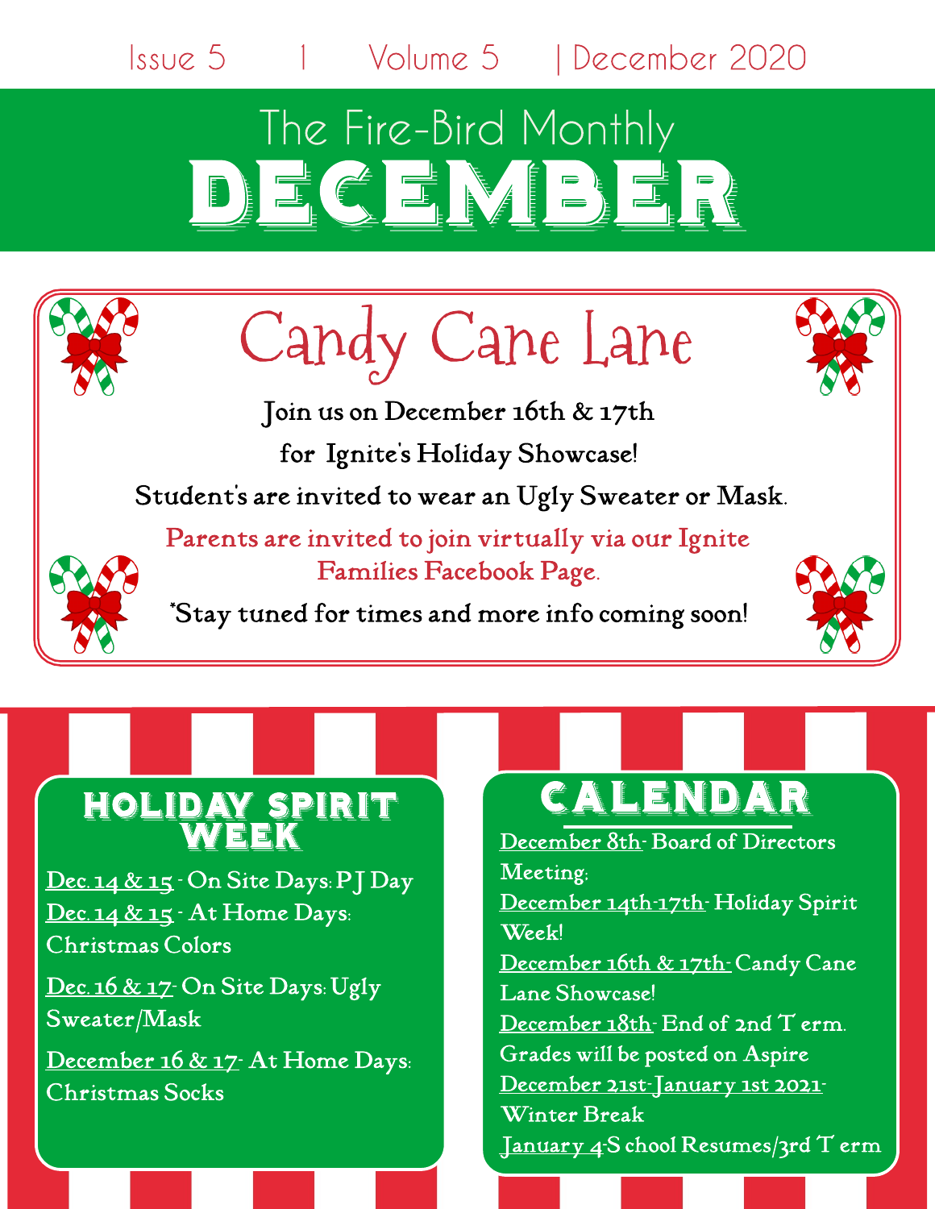Issue 5 | Volume 5 | December 2020

# The Fire-Bird Monthly
# DECEMBER

## Candy Cane Lane

Join us on December 16th & 17th

for Ignite's Holiday Showcase!

Student's are invited to wear an Ugly Sweater or Mask.

Parents are invited to join virtually via our Ignite Families Facebook Page.

*Stay tuned for times and more info coming soon!

## HOLIDAY SPIRIT WEEK

Dec. 14 & 15 - On Site Days: PJ Day

Dec. 14 & 15 - At Home Days: Christmas Colors

Dec. 16 & 17- On Site Days: Ugly Sweater/Mask

December 16 & 17- At Home Days: Christmas Socks

## CALENDAR

December 8th- Board of Directors Meeting.

December 14th-17th- Holiday Spirit Week!

December 16th & 17th- Candy Cane Lane Showcase!

December 18th- End of 2nd Term. Grades will be posted on Aspire

December 21st-January 1st 2021- Winter Break

January 4-School Resumes/3rd Term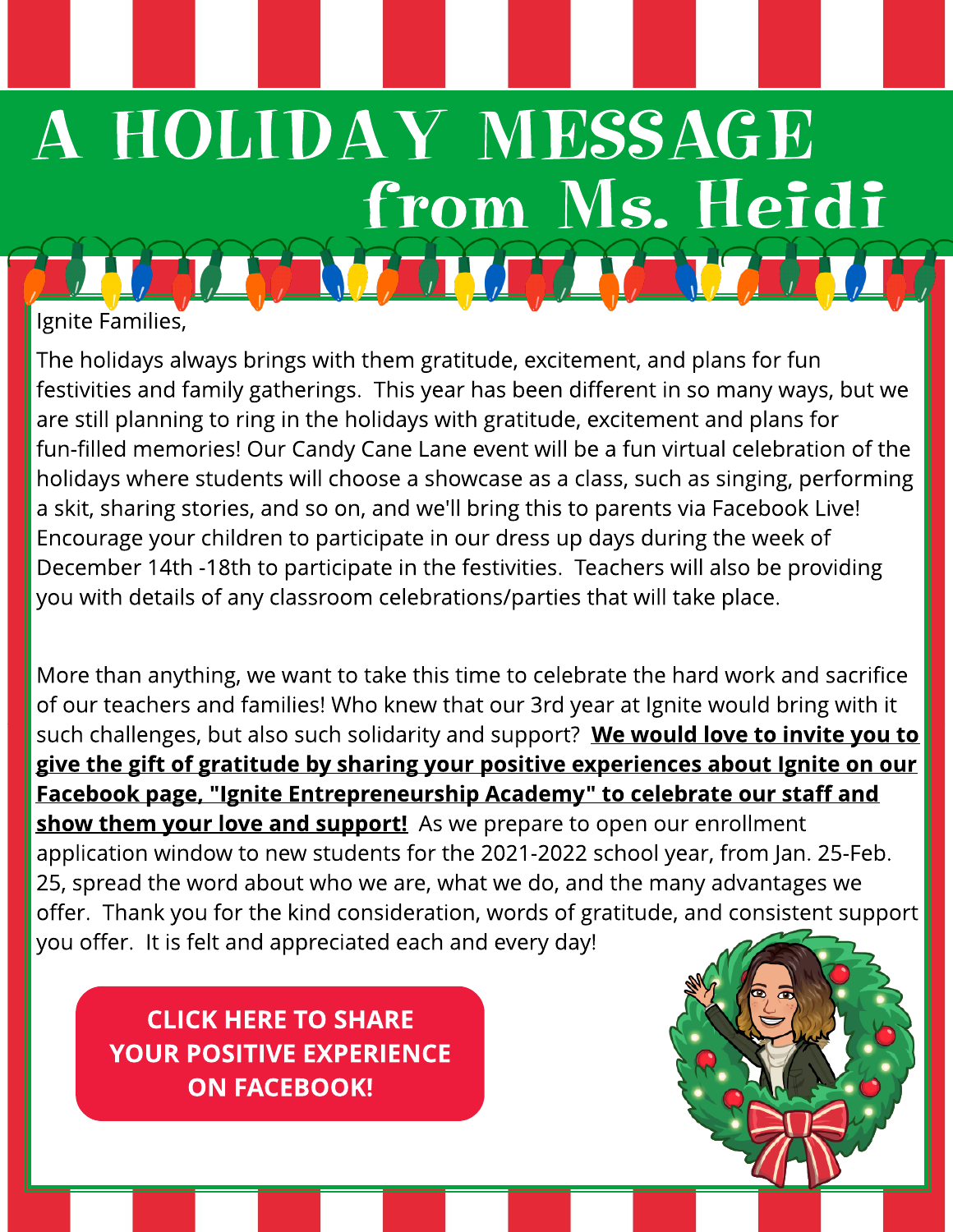# A HOLIDAY MESSAGE from Ms. Heidi

Ignite Families,

The holidays always brings with them gratitude, excitement, and plans for fun festivities and family gatherings. This year has been different in so many ways, but we are still planning to ring in the holidays with gratitude, excitement and plans for fun-filled memories! Our Candy Cane Lane event will be a fun virtual celebration of the holidays where students will choose a showcase as a class, such as singing, performing a skit, sharing stories, and so on, and we'll bring this to parents via Facebook Live! Encourage your children to participate in our dress up days during the week of December 14th -18th to participate in the festivities. Teachers will also be providing you with details of any classroom celebrations/parties that will take place.

More than anything, we want to take this time to celebrate the hard work and sacrifice of our teachers and families! Who knew that our 3rd year at Ignite would bring with it such challenges, but also such solidarity and support? **We would love to invite you to give the gift of gratitude by sharing your positive experiences about Ignite on our Facebook page, "Ignite Entrepreneurship Academy" to celebrate our staff and show them your love and support!** As we prepare to open our enrollment application window to new students for the 2021-2022 school year, from Jan. 25-Feb. 25, spread the word about who we are, what we do, and the many advantages we offer. Thank you for the kind consideration, words of gratitude, and consistent support you offer. It is felt and appreciated each and every day!

**CLICK HERE TO SHARE YOUR POSITIVE EXPERIENCE ON FACEBOOK!**